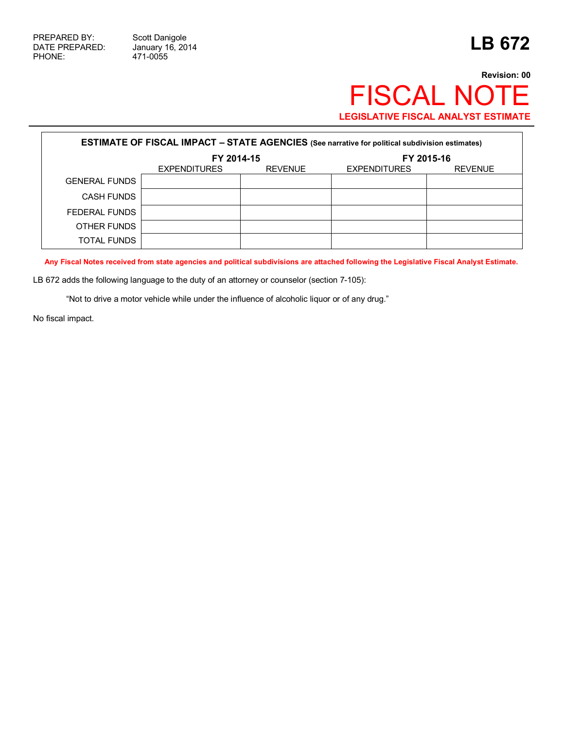PREPARED BY: Scott Danigole
DATE PREPARED: January 16, 2014
PHONE: 471-0055

# LB 672

**Revision: 00**

# FISCAL NOTE

**LEGISLATIVE FISCAL ANALYST ESTIMATE**

| ESTIMATE OF FISCAL IMPACT – STATE AGENCIES (See narrative for political subdivision estimates) | | | | |
|---|---|---|---|---|
| | FY 2014-15 | | FY 2015-16 | |
| | EXPENDITURES | REVENUE | EXPENDITURES | REVENUE |
| GENERAL FUNDS | | | | |
| CASH FUNDS | | | | |
| FEDERAL FUNDS | | | | |
| OTHER FUNDS | | | | |
| TOTAL FUNDS | | | | |

**Any Fiscal Notes received from state agencies and political subdivisions are attached following the Legislative Fiscal Analyst Estimate.**

LB 672 adds the following language to the duty of an attorney or counselor (section 7-105):

> "Not to drive a motor vehicle while under the influence of alcoholic liquor or of any drug."

No fiscal impact.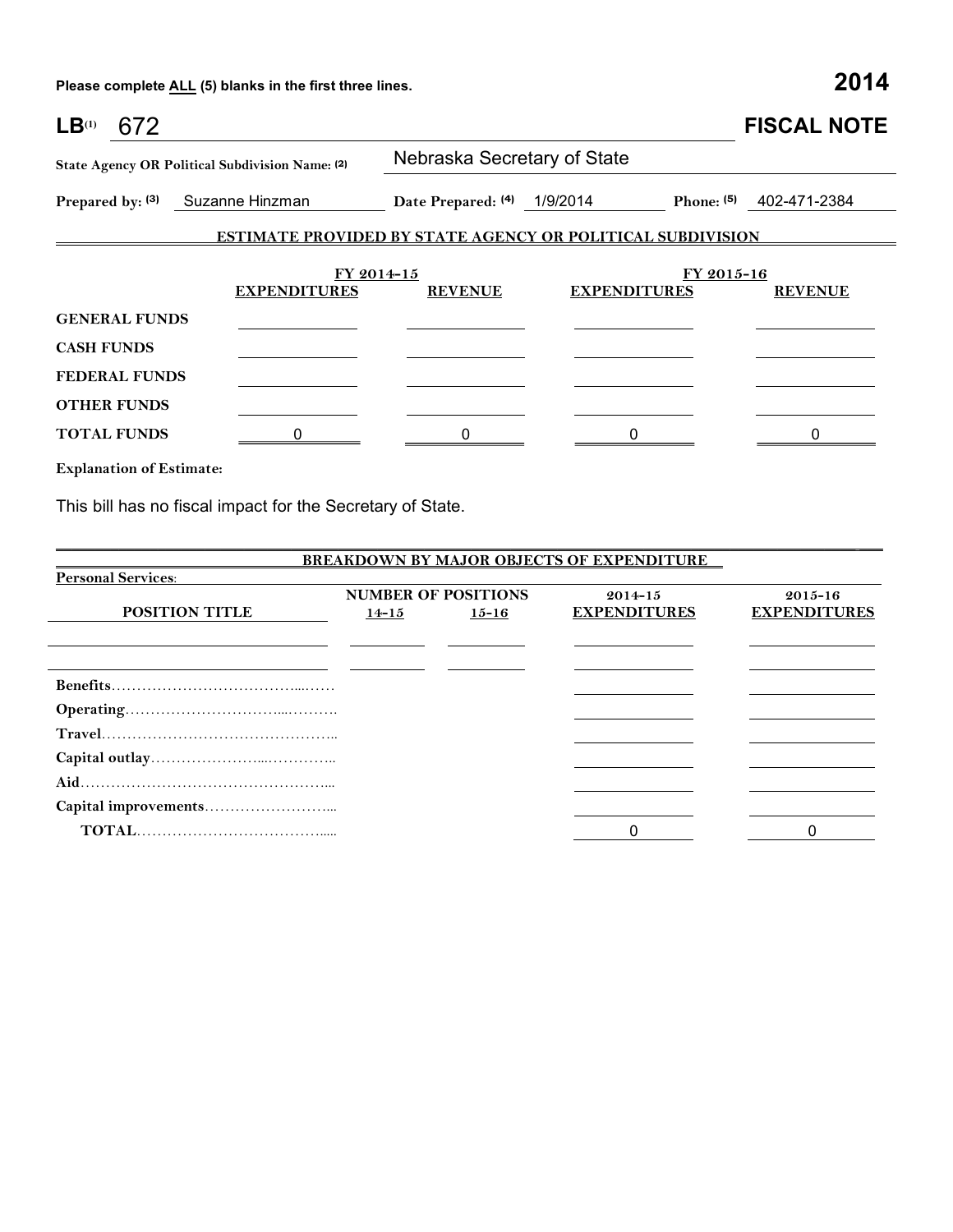**Please complete ALL (5) blanks in the first three lines.** **2014**

# LB(1) 672 FISCAL NOTE

**State Agency OR Political Subdivision Name: (2)** Nebraska Secretary of State

**Prepared by: (3)** Suzanne Hinzman **Date Prepared: (4)** 1/9/2014 **Phone: (5)** 402-471-2384

## ESTIMATE PROVIDED BY STATE AGENCY OR POLITICAL SUBDIVISION

| | FY 2014-15 | | FY 2015-16 | |
|---|---|---|---|---|
| | **EXPENDITURES** | **REVENUE** | **EXPENDITURES** | **REVENUE** |
| **GENERAL FUNDS** | | | | |
| **CASH FUNDS** | | | | |
| **FEDERAL FUNDS** | | | | |
| **OTHER FUNDS** | | | | |
| **TOTAL FUNDS** | 0 | 0 | 0 | 0 |

**Explanation of Estimate:**

This bill has no fiscal impact for the Secretary of State.

## BREAKDOWN BY MAJOR OBJECTS OF EXPENDITURE

**Personal Services:**

| POSITION TITLE | NUMBER OF POSITIONS 14-15 | 15-16 | 2014-15 EXPENDITURES | 2015-16 EXPENDITURES |
|---|---|---|---|---|
| | | | | |
| | | | | |
| **Benefits** | | | | |
| **Operating** | | | | |
| **Travel** | | | | |
| **Capital outlay** | | | | |
| **Aid** | | | | |
| **Capital improvements** | | | | |
| **TOTAL** | | | 0 | 0 |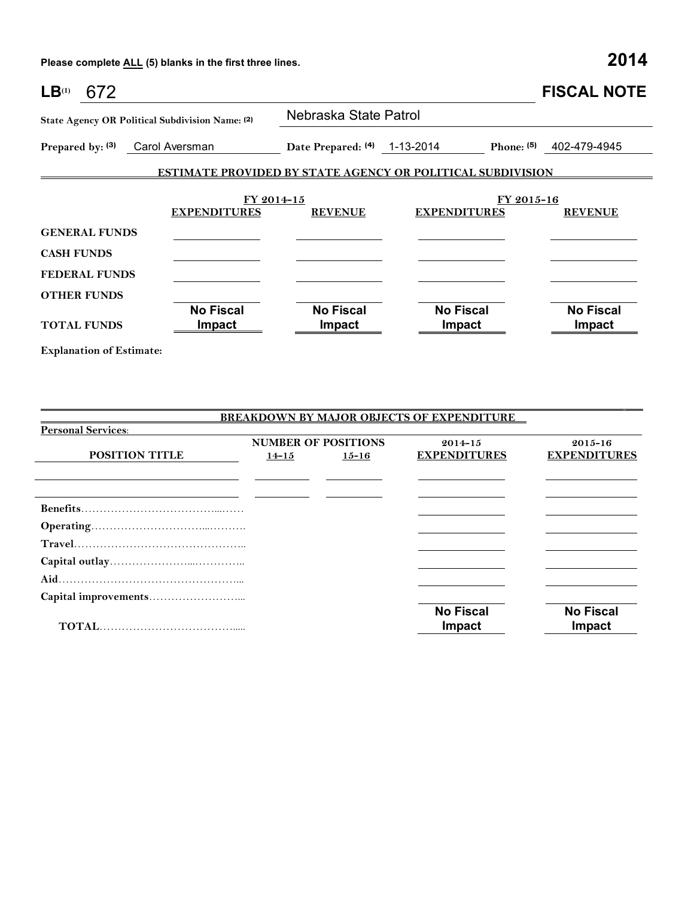**Please complete ALL (5) blanks in the first three lines.** **2014**

# LB(1) 672 FISCAL NOTE

**State Agency OR Political Subdivision Name: (2)** Nebraska State Patrol

**Prepared by: (3)** Carol Aversman **Date Prepared: (4)** 1-13-2014 **Phone: (5)** 402-479-4945

## ESTIMATE PROVIDED BY STATE AGENCY OR POLITICAL SUBDIVISION

| | FY 2014-15 | | FY 2015-16 | |
|---|---|---|---|---|
| | EXPENDITURES | REVENUE | EXPENDITURES | REVENUE |
| GENERAL FUNDS | | | | |
| CASH FUNDS | | | | |
| FEDERAL FUNDS | | | | |
| OTHER FUNDS | | | | |
| TOTAL FUNDS | No Fiscal Impact | No Fiscal Impact | No Fiscal Impact | No Fiscal Impact |

**Explanation of Estimate:**

## BREAKDOWN BY MAJOR OBJECTS OF EXPENDITURE

**Personal Services:**

| POSITION TITLE | NUMBER OF POSITIONS 14-15 | NUMBER OF POSITIONS 15-16 | 2014-15 EXPENDITURES | 2015-16 EXPENDITURES |
|---|---|---|---|---|
| | | | | |
| | | | | |
| Benefits | | | | |
| Operating | | | | |
| Travel | | | | |
| Capital outlay | | | | |
| Aid | | | | |
| Capital improvements | | | | |
| TOTAL | | | No Fiscal Impact | No Fiscal Impact |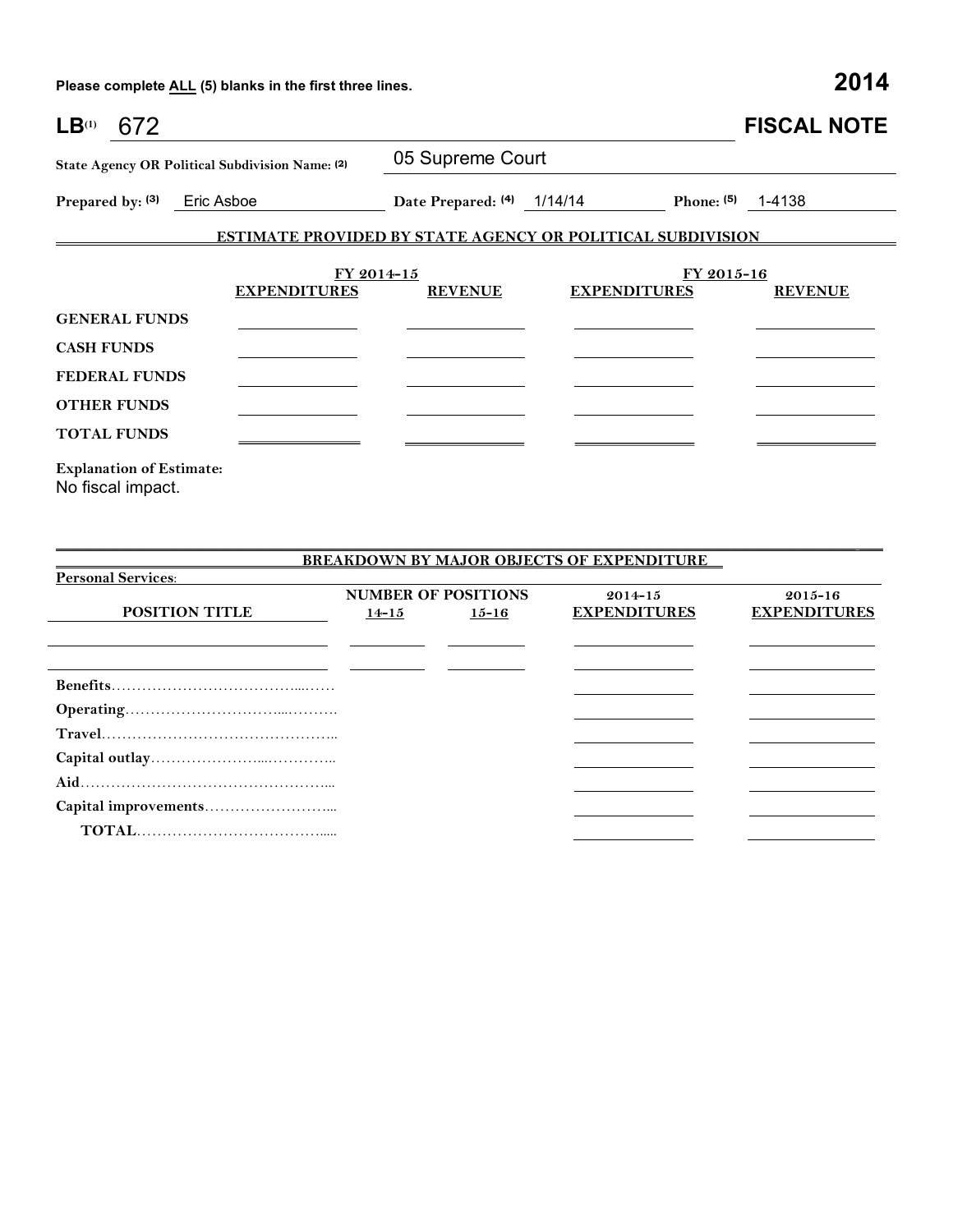Please complete ALL (5) blanks in the first three lines.

**2014**

# LB[1] 672 FISCAL NOTE

**State Agency OR Political Subdivision Name: (2)** 05 Supreme Court

**Prepared by: (3)** Eric Asboe **Date Prepared: (4)** 1/14/14 **Phone: (5)** 1-4138

## ESTIMATE PROVIDED BY STATE AGENCY OR POLITICAL SUBDIVISION

| | FY 2014-15 | | FY 2015-16 | |
|---|---|---|---|---|
| | EXPENDITURES | REVENUE | EXPENDITURES | REVENUE |
| GENERAL FUNDS | | | | |
| CASH FUNDS | | | | |
| FEDERAL FUNDS | | | | |
| OTHER FUNDS | | | | |
| TOTAL FUNDS | | | | |

**Explanation of Estimate:**
No fiscal impact.

## BREAKDOWN BY MAJOR OBJECTS OF EXPENDITURE

**Personal Services:**

| POSITION TITLE | NUMBER OF POSITIONS 14-15 | NUMBER OF POSITIONS 15-16 | 2014-15 EXPENDITURES | 2015-16 EXPENDITURES |
|---|---|---|---|---|
| | | | | |
| | | | | |
| Benefits | | | | |
| Operating | | | | |
| Travel | | | | |
| Capital outlay | | | | |
| Aid | | | | |
| Capital improvements | | | | |
| TOTAL | | | | |